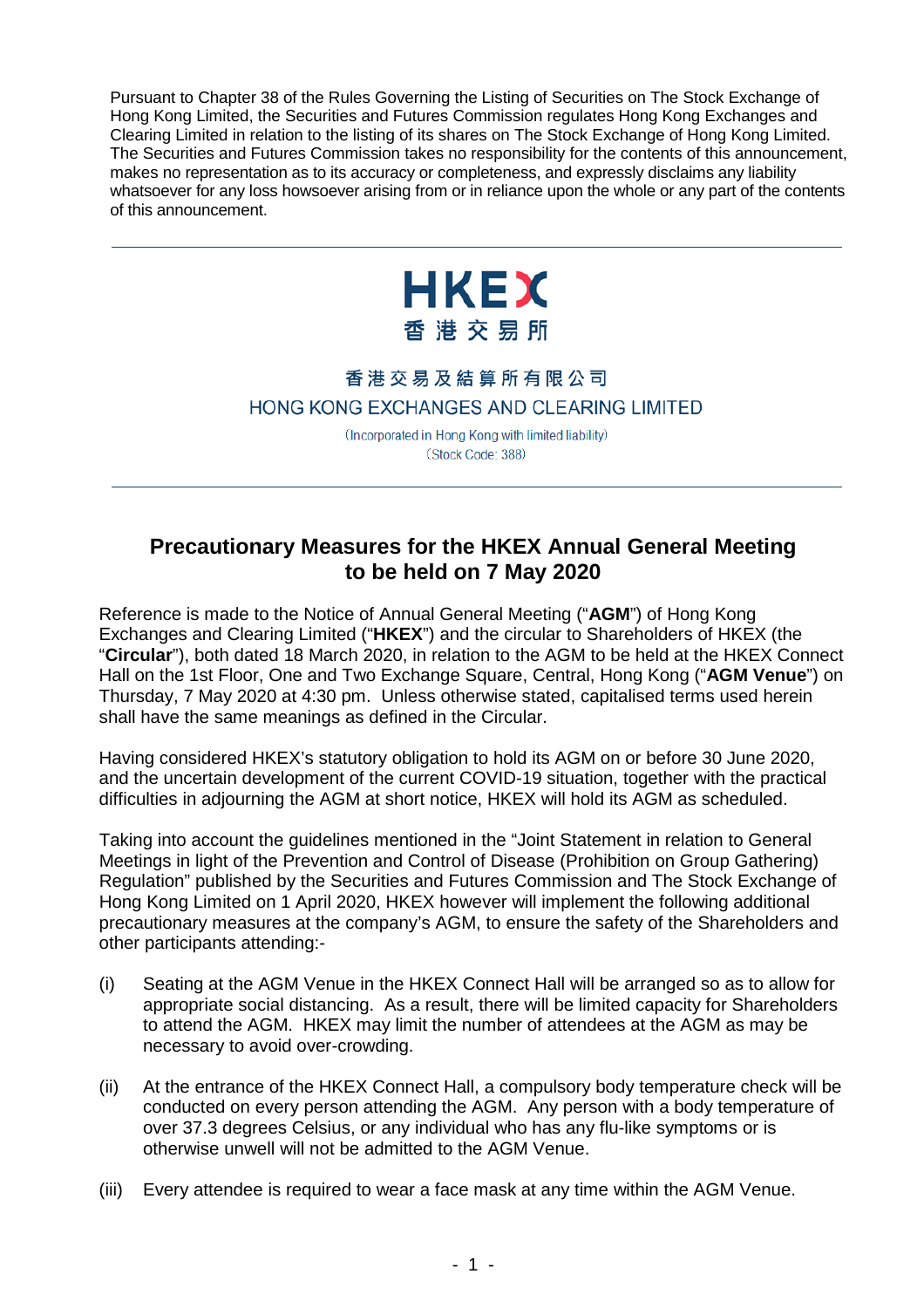Pursuant to Chapter 38 of the Rules Governing the Listing of Securities on The Stock Exchange of Hong Kong Limited, the Securities and Futures Commission regulates Hong Kong Exchanges and Clearing Limited in relation to the listing of its shares on The Stock Exchange of Hong Kong Limited. The Securities and Futures Commission takes no responsibility for the contents of this announcement, makes no representation as to its accuracy or completeness, and expressly disclaims any liability whatsoever for any loss howsoever arising from or in reliance upon the whole or any part of the contents of this announcement.

---

HKEX
香港交易所

香港交易及結算所有限公司
HONG KONG EXCHANGES AND CLEARING LIMITED

(Incorporated in Hong Kong with limited liability)
(Stock Code: 388)

---

## Precautionary Measures for the HKEX Annual General Meeting to be held on 7 May 2020

Reference is made to the Notice of Annual General Meeting ("**AGM**") of Hong Kong Exchanges and Clearing Limited ("**HKEX**") and the circular to Shareholders of HKEX (the "**Circular**"), both dated 18 March 2020, in relation to the AGM to be held at the HKEX Connect Hall on the 1st Floor, One and Two Exchange Square, Central, Hong Kong ("**AGM Venue**") on Thursday, 7 May 2020 at 4:30 pm. Unless otherwise stated, capitalised terms used herein shall have the same meanings as defined in the Circular.

Having considered HKEX's statutory obligation to hold its AGM on or before 30 June 2020, and the uncertain development of the current COVID-19 situation, together with the practical difficulties in adjourning the AGM at short notice, HKEX will hold its AGM as scheduled.

Taking into account the guidelines mentioned in the "Joint Statement in relation to General Meetings in light of the Prevention and Control of Disease (Prohibition on Group Gathering) Regulation" published by the Securities and Futures Commission and The Stock Exchange of Hong Kong Limited on 1 April 2020, HKEX however will implement the following additional precautionary measures at the company's AGM, to ensure the safety of the Shareholders and other participants attending:-

(i) Seating at the AGM Venue in the HKEX Connect Hall will be arranged so as to allow for appropriate social distancing. As a result, there will be limited capacity for Shareholders to attend the AGM. HKEX may limit the number of attendees at the AGM as may be necessary to avoid over-crowding.

(ii) At the entrance of the HKEX Connect Hall, a compulsory body temperature check will be conducted on every person attending the AGM. Any person with a body temperature of over 37.3 degrees Celsius, or any individual who has any flu-like symptoms or is otherwise unwell will not be admitted to the AGM Venue.

(iii) Every attendee is required to wear a face mask at any time within the AGM Venue.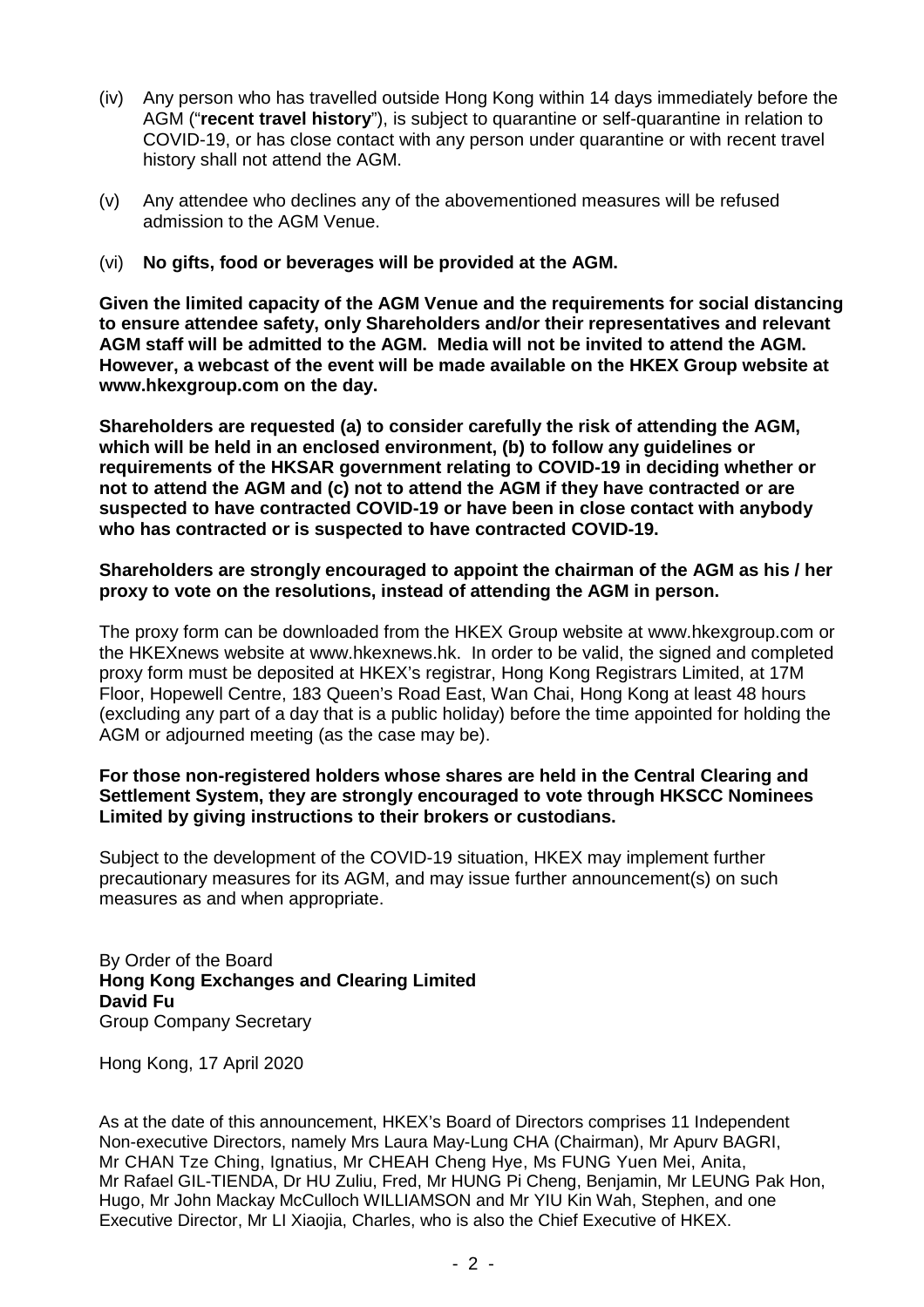(iv) Any person who has travelled outside Hong Kong within 14 days immediately before the AGM ("**recent travel history**"), is subject to quarantine or self-quarantine in relation to COVID-19, or has close contact with any person under quarantine or with recent travel history shall not attend the AGM.

(v) Any attendee who declines any of the abovementioned measures will be refused admission to the AGM Venue.

(vi) **No gifts, food or beverages will be provided at the AGM.**

**Given the limited capacity of the AGM Venue and the requirements for social distancing to ensure attendee safety, only Shareholders and/or their representatives and relevant AGM staff will be admitted to the AGM. Media will not be invited to attend the AGM. However, a webcast of the event will be made available on the HKEX Group website at www.hkexgroup.com on the day.**

**Shareholders are requested (a) to consider carefully the risk of attending the AGM, which will be held in an enclosed environment, (b) to follow any guidelines or requirements of the HKSAR government relating to COVID-19 in deciding whether or not to attend the AGM and (c) not to attend the AGM if they have contracted or are suspected to have contracted COVID-19 or have been in close contact with anybody who has contracted or is suspected to have contracted COVID-19.**

**Shareholders are strongly encouraged to appoint the chairman of the AGM as his / her proxy to vote on the resolutions, instead of attending the AGM in person.**

The proxy form can be downloaded from the HKEX Group website at www.hkexgroup.com or the HKEXnews website at www.hkexnews.hk. In order to be valid, the signed and completed proxy form must be deposited at HKEX's registrar, Hong Kong Registrars Limited, at 17M Floor, Hopewell Centre, 183 Queen's Road East, Wan Chai, Hong Kong at least 48 hours (excluding any part of a day that is a public holiday) before the time appointed for holding the AGM or adjourned meeting (as the case may be).

**For those non-registered holders whose shares are held in the Central Clearing and Settlement System, they are strongly encouraged to vote through HKSCC Nominees Limited by giving instructions to their brokers or custodians.**

Subject to the development of the COVID-19 situation, HKEX may implement further precautionary measures for its AGM, and may issue further announcement(s) on such measures as and when appropriate.

By Order of the Board
**Hong Kong Exchanges and Clearing Limited**
**David Fu**
Group Company Secretary

Hong Kong, 17 April 2020

As at the date of this announcement, HKEX's Board of Directors comprises 11 Independent Non-executive Directors, namely Mrs Laura May-Lung CHA (Chairman), Mr Apurv BAGRI, Mr CHAN Tze Ching, Ignatius, Mr CHEAH Cheng Hye, Ms FUNG Yuen Mei, Anita, Mr Rafael GIL-TIENDA, Dr HU Zuliu, Fred, Mr HUNG Pi Cheng, Benjamin, Mr LEUNG Pak Hon, Hugo, Mr John Mackay McCulloch WILLIAMSON and Mr YIU Kin Wah, Stephen, and one Executive Director, Mr LI Xiaojia, Charles, who is also the Chief Executive of HKEX.